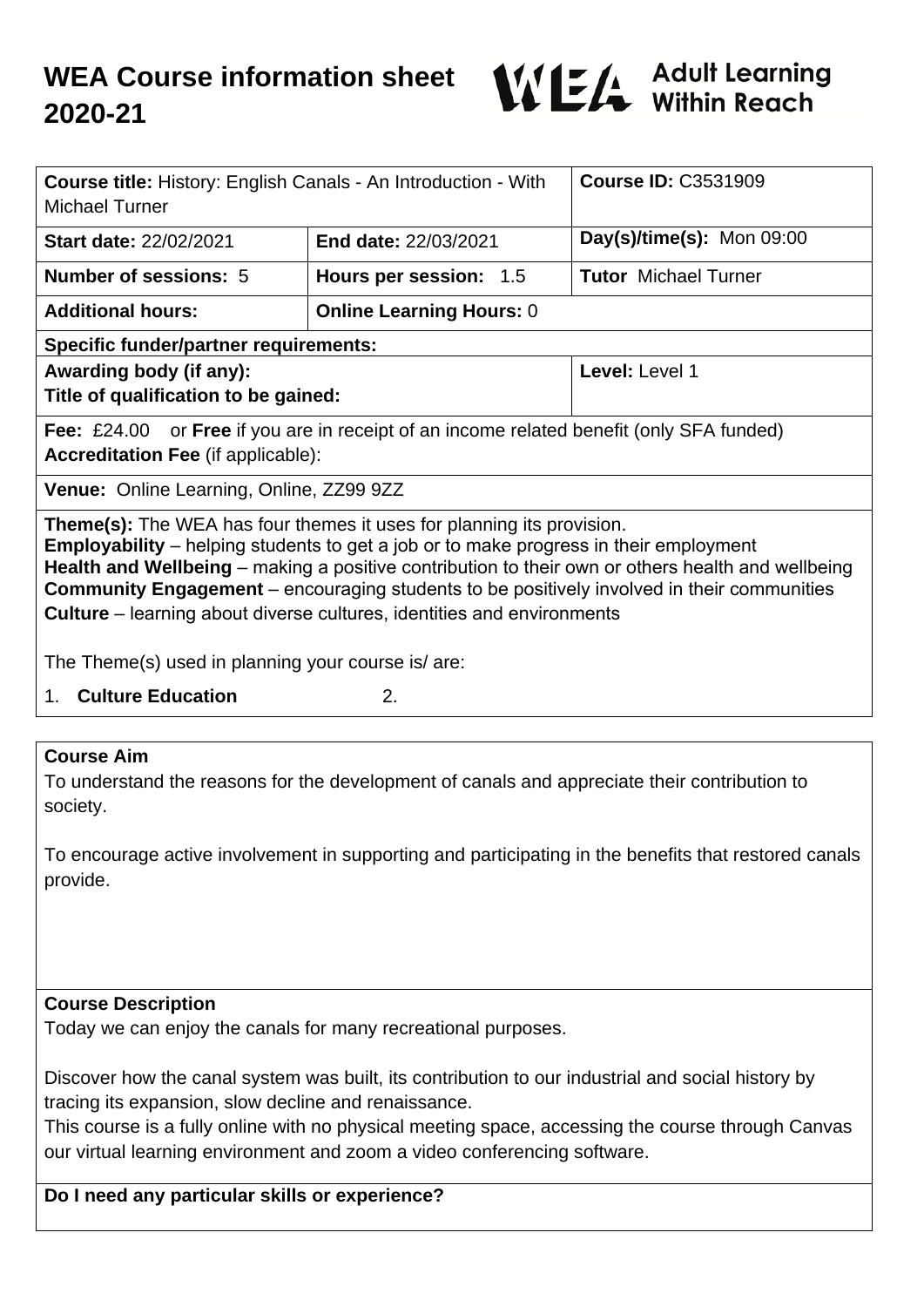# WEA Course information sheet 2020-21

WEA Adult Learning Within Reach

| | | |
|---|---|---|
| **Course title:** History: English Canals - An Introduction - With Michael Turner | | **Course ID:** C3531909 |
| **Start date:** 22/02/2021 | **End date:** 22/03/2021 | **Day(s)/time(s):** Mon 09:00 |
| **Number of sessions:** 5 | **Hours per session:** 1.5 | **Tutor** Michael Turner |
| **Additional hours:** | **Online Learning Hours:** 0 | |
| **Specific funder/partner requirements:** | | |
| **Awarding body (if any):** **Title of qualification to be gained:** | | **Level:** Level 1 |
| **Fee:** £24.00 or **Free** if you are in receipt of an income related benefit (only SFA funded) **Accreditation Fee** (if applicable): | | |
| **Venue:** Online Learning, Online, ZZ99 9ZZ | | |

**Theme(s):** The WEA has four themes it uses for planning its provision.
**Employability** – helping students to get a job or to make progress in their employment
**Health and Wellbeing** – making a positive contribution to their own or others health and wellbeing
**Community Engagement** – encouraging students to be positively involved in their communities
**Culture** – learning about diverse cultures, identities and environments

The Theme(s) used in planning your course is/ are:

1. **Culture Education** 2.

## Course Aim

To understand the reasons for the development of canals and appreciate their contribution to society.

To encourage active involvement in supporting and participating in the benefits that restored canals provide.

## Course Description

Today we can enjoy the canals for many recreational purposes.

Discover how the canal system was built, its contribution to our industrial and social history by tracing its expansion, slow decline and renaissance.
This course is a fully online with no physical meeting space, accessing the course through Canvas our virtual learning environment and zoom a video conferencing software.

## Do I need any particular skills or experience?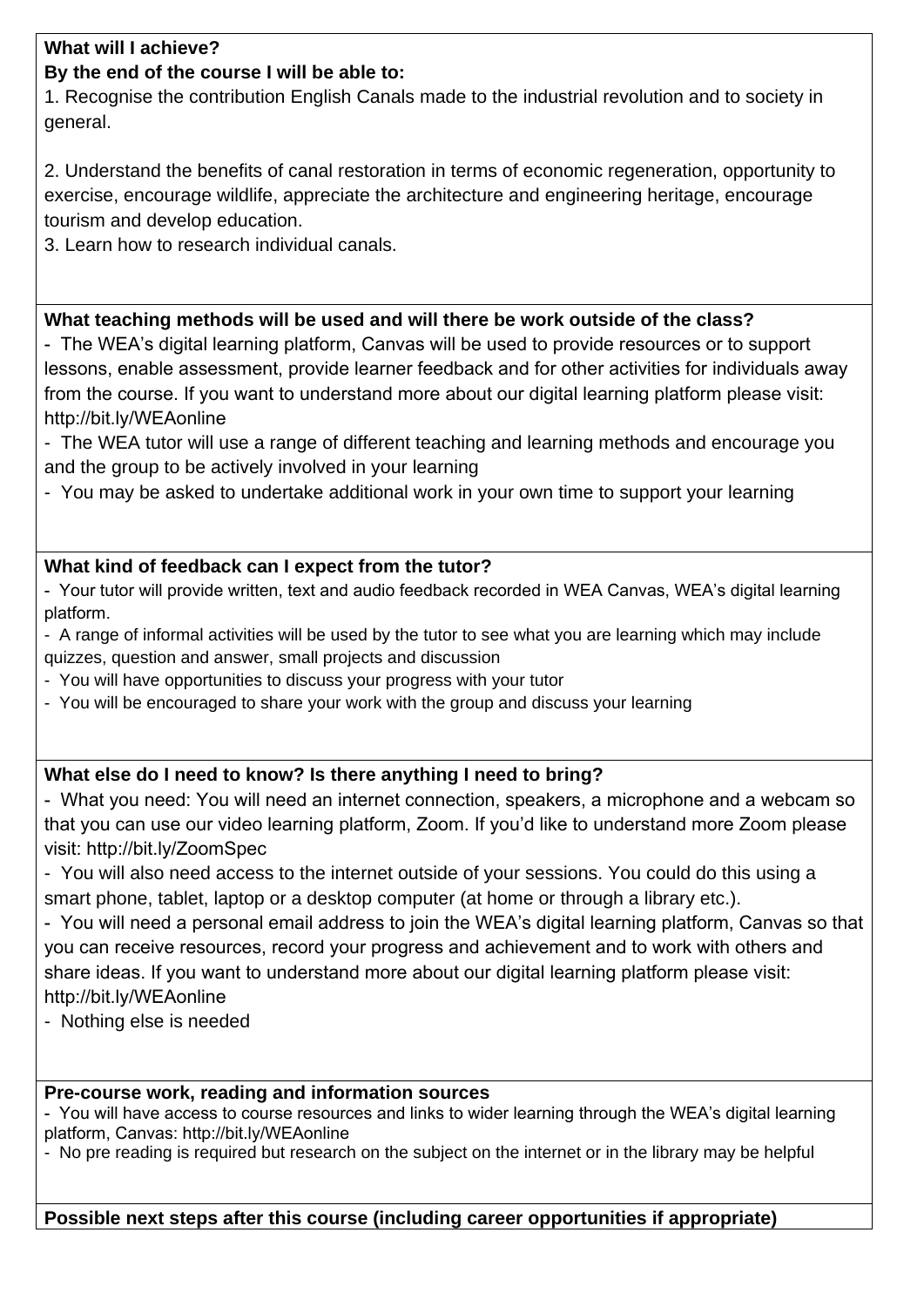**What will I achieve?**
**By the end of the course I will be able to:**

1. Recognise the contribution English Canals made to the industrial revolution and to society in general.

2. Understand the benefits of canal restoration in terms of economic regeneration, opportunity to exercise, encourage wildlife, appreciate the architecture and engineering heritage, encourage tourism and develop education.
3. Learn how to research individual canals.

**What teaching methods will be used and will there be work outside of the class?**

- The WEA's digital learning platform, Canvas will be used to provide resources or to support lessons, enable assessment, provide learner feedback and for other activities for individuals away from the course. If you want to understand more about our digital learning platform please visit: http://bit.ly/WEAonline
- The WEA tutor will use a range of different teaching and learning methods and encourage you and the group to be actively involved in your learning
- You may be asked to undertake additional work in your own time to support your learning

**What kind of feedback can I expect from the tutor?**

- Your tutor will provide written, text and audio feedback recorded in WEA Canvas, WEA's digital learning platform.
- A range of informal activities will be used by the tutor to see what you are learning which may include quizzes, question and answer, small projects and discussion
- You will have opportunities to discuss your progress with your tutor
- You will be encouraged to share your work with the group and discuss your learning

**What else do I need to know? Is there anything I need to bring?**

- What you need: You will need an internet connection, speakers, a microphone and a webcam so that you can use our video learning platform, Zoom. If you'd like to understand more Zoom please visit: http://bit.ly/ZoomSpec
- You will also need access to the internet outside of your sessions. You could do this using a smart phone, tablet, laptop or a desktop computer (at home or through a library etc.).
- You will need a personal email address to join the WEA's digital learning platform, Canvas so that you can receive resources, record your progress and achievement and to work with others and share ideas. If you want to understand more about our digital learning platform please visit: http://bit.ly/WEAonline
- Nothing else is needed

**Pre-course work, reading and information sources**

- You will have access to course resources and links to wider learning through the WEA's digital learning platform, Canvas: http://bit.ly/WEAonline
- No pre reading is required but research on the subject on the internet or in the library may be helpful

**Possible next steps after this course (including career opportunities if appropriate)**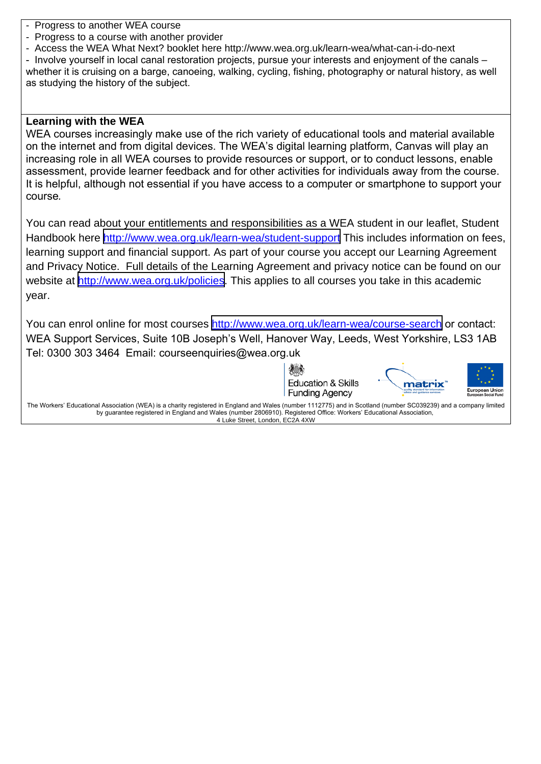- Progress to another WEA course
- Progress to a course with another provider
- Access the WEA What Next? booklet here http://www.wea.org.uk/learn-wea/what-can-i-do-next
- Involve yourself in local canal restoration projects, pursue your interests and enjoyment of the canals – whether it is cruising on a barge, canoeing, walking, cycling, fishing, photography or natural history, as well as studying the history of the subject.

**Learning with the WEA**

WEA courses increasingly make use of the rich variety of educational tools and material available on the internet and from digital devices. The WEA's digital learning platform, Canvas will play an increasing role in all WEA courses to provide resources or support, or to conduct lessons, enable assessment, provide learner feedback and for other activities for individuals away from the course. It is helpful, although not essential if you have access to a computer or smartphone to support your course.

You can read about your entitlements and responsibilities as a WEA student in our leaflet, Student Handbook here http://www.wea.org.uk/learn-wea/student-support This includes information on fees, learning support and financial support. As part of your course you accept our Learning Agreement and Privacy Notice. Full details of the Learning Agreement and privacy notice can be found on our website at http://www.wea.org.uk/policies. This applies to all courses you take in this academic year.

You can enrol online for most courses http://www.wea.org.uk/learn-wea/course-search or contact:
WEA Support Services, Suite 10B Joseph's Well, Hanover Way, Leeds, West Yorkshire, LS3 1AB
Tel: 0300 303 3464 Email: courseenquiries@wea.org.uk

Education & Skills Funding Agency

matrix

European Union European Social Fund

The Workers' Educational Association (WEA) is a charity registered in England and Wales (number 1112775) and in Scotland (number SC039239) and a company limited by guarantee registered in England and Wales (number 2806910). Registered Office: Workers' Educational Association, 4 Luke Street, London, EC2A 4XW